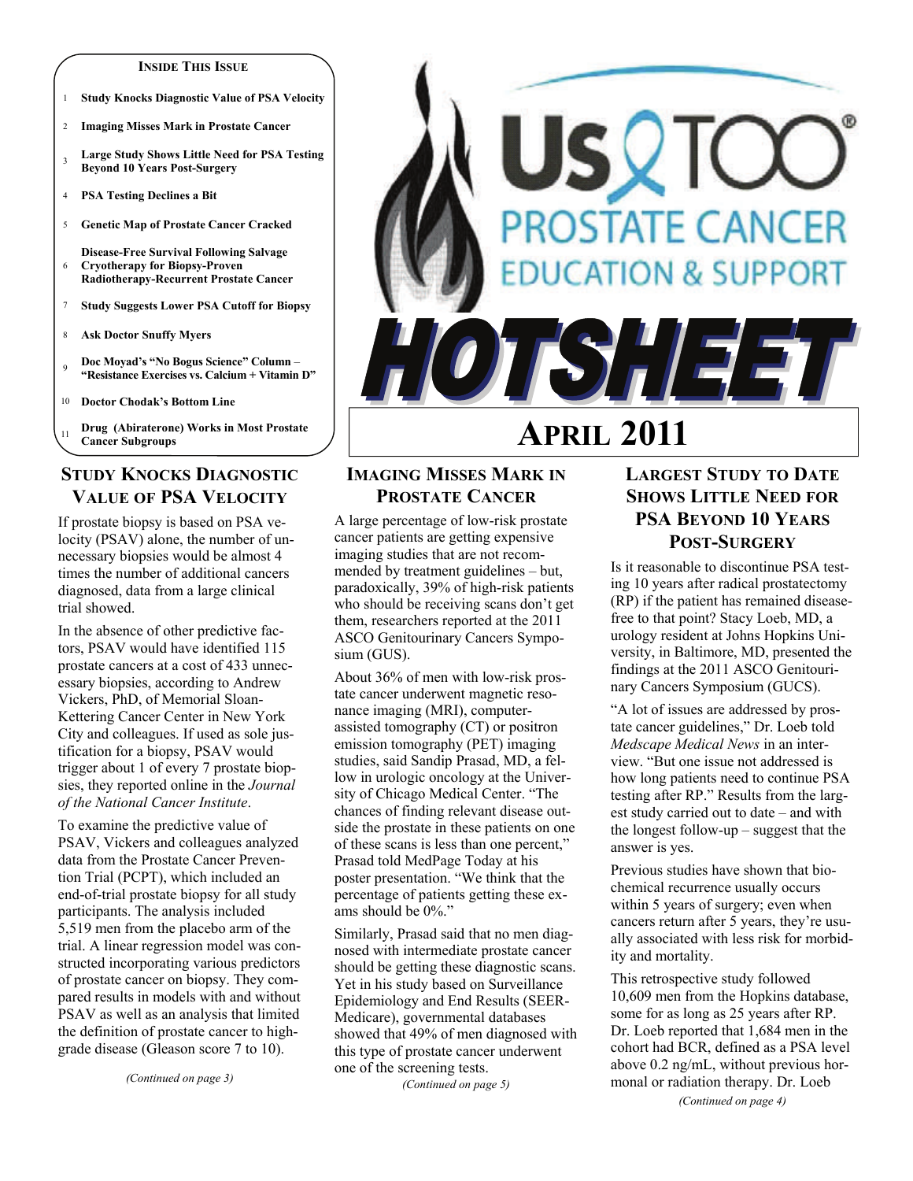**INSIDE THIS ISSUE**

1. Study Knocks Diagnostic Value of PSA Velocity
2. Imaging Misses Mark in Prostate Cancer
3. Large Study Shows Little Need for PSA Testing Beyond 10 Years Post-Surgery
4. PSA Testing Declines a Bit
5. Genetic Map of Prostate Cancer Cracked
6. Disease-Free Survival Following Salvage Cryotherapy for Biopsy-Proven Radiotherapy-Recurrent Prostate Cancer
7. Study Suggests Lower PSA Cutoff for Biopsy
8. Ask Doctor Snuffy Myers
9. Doc Moyad's "No Bogus Science" Column – "Resistance Exercises vs. Calcium + Vitamin D"
10. Doctor Chodak's Bottom Line
11. Drug (Abiraterone) Works in Most Prostate Cancer Subgroups

# Us TOO® PROSTATE CANCER EDUCATION & SUPPORT HOTSHEET

## APRIL 2011

## STUDY KNOCKS DIAGNOSTIC VALUE OF PSA VELOCITY

If prostate biopsy is based on PSA velocity (PSAV) alone, the number of unnecessary biopsies would be almost 4 times the number of additional cancers diagnosed, data from a large clinical trial showed.

In the absence of other predictive factors, PSAV would have identified 115 prostate cancers at a cost of 433 unnecessary biopsies, according to Andrew Vickers, PhD, of Memorial Sloan-Kettering Cancer Center in New York City and colleagues. If used as sole justification for a biopsy, PSAV would trigger about 1 of every 7 prostate biopsies, they reported online in the *Journal of the National Cancer Institute*.

To examine the predictive value of PSAV, Vickers and colleagues analyzed data from the Prostate Cancer Prevention Trial (PCPT), which included an end-of-trial prostate biopsy for all study participants. The analysis included 5,519 men from the placebo arm of the trial. A linear regression model was constructed incorporating various predictors of prostate cancer on biopsy. They compared results in models with and without PSAV as well as an analysis that limited the definition of prostate cancer to high-grade disease (Gleason score 7 to 10).

*(Continued on page 3)*

## IMAGING MISSES MARK IN PROSTATE CANCER

A large percentage of low-risk prostate cancer patients are getting expensive imaging studies that are not recommended by treatment guidelines – but, paradoxically, 39% of high-risk patients who should be receiving scans don't get them, researchers reported at the 2011 ASCO Genitourinary Cancers Symposium (GUS).

About 36% of men with low-risk prostate cancer underwent magnetic resonance imaging (MRI), computer-assisted tomography (CT) or positron emission tomography (PET) imaging studies, said Sandip Prasad, MD, a fellow in urologic oncology at the University of Chicago Medical Center. "The chances of finding relevant disease outside the prostate in these patients on one of these scans is less than one percent," Prasad told MedPage Today at his poster presentation. "We think that the percentage of patients getting these exams should be 0%."

Similarly, Prasad said that no men diagnosed with intermediate prostate cancer should be getting these diagnostic scans. Yet in his study based on Surveillance Epidemiology and End Results (SEER-Medicare), governmental databases showed that 49% of men diagnosed with this type of prostate cancer underwent one of the screening tests.

*(Continued on page 5)*

## LARGEST STUDY TO DATE SHOWS LITTLE NEED FOR PSA BEYOND 10 YEARS POST-SURGERY

Is it reasonable to discontinue PSA testing 10 years after radical prostatectomy (RP) if the patient has remained disease-free to that point? Stacy Loeb, MD, a urology resident at Johns Hopkins University, in Baltimore, MD, presented the findings at the 2011 ASCO Genitourinary Cancers Symposium (GUCS).

"A lot of issues are addressed by prostate cancer guidelines," Dr. Loeb told *Medscape Medical News* in an interview. "But one issue not addressed is how long patients need to continue PSA testing after RP." Results from the largest study carried out to date – and with the longest follow-up – suggest that the answer is yes.

Previous studies have shown that biochemical recurrence usually occurs within 5 years of surgery; even when cancers return after 5 years, they're usually associated with less risk for morbidity and mortality.

This retrospective study followed 10,609 men from the Hopkins database, some for as long as 25 years after RP. Dr. Loeb reported that 1,684 men in the cohort had BCR, defined as a PSA level above 0.2 ng/mL, without previous hormonal or radiation therapy. Dr. Loeb

*(Continued on page 4)*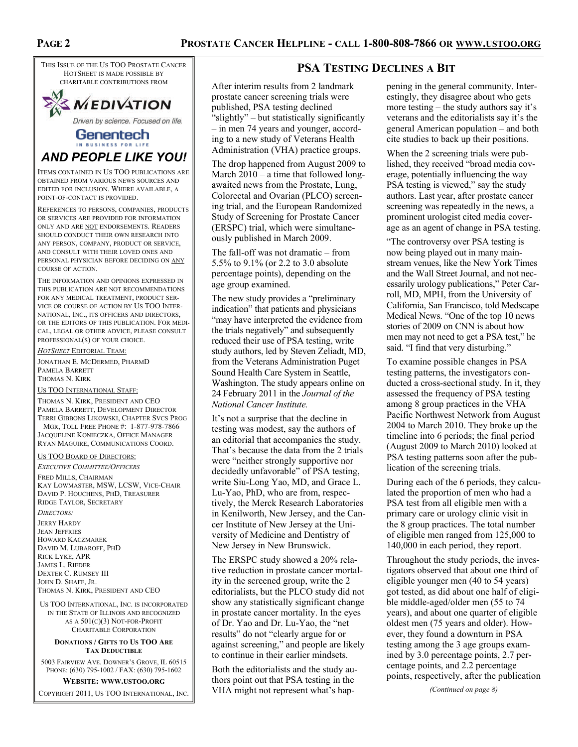THIS ISSUE OF THE US TOO PROSTATE CANCER HOTSHEET IS MADE POSSIBLE BY CHARITABLE CONTRIBUTIONS FROM

MEDIVATION
*Driven by science. Focused on life.*

Genentech
IN BUSINESS FOR LIFE

***AND PEOPLE LIKE YOU!***

ITEMS CONTAINED IN US TOO PUBLICATIONS ARE OBTAINED FROM VARIOUS NEWS SOURCES AND EDITED FOR INCLUSION. WHERE AVAILABLE, A POINT-OF-CONTACT IS PROVIDED.

REFERENCES TO PERSONS, COMPANIES, PRODUCTS OR SERVICES ARE PROVIDED FOR INFORMATION ONLY AND ARE NOT ENDORSEMENTS. READERS SHOULD CONDUCT THEIR OWN RESEARCH INTO ANY PERSON, COMPANY, PRODUCT OR SERVICE, AND CONSULT WITH THEIR LOVED ONES AND PERSONAL PHYSICIAN BEFORE DECIDING ON ANY COURSE OF ACTION.

THE INFORMATION AND OPINIONS EXPRESSED IN THIS PUBLICATION ARE NOT RECOMMENDATIONS FOR ANY MEDICAL TREATMENT, PRODUCT SERVICE OR COURSE OF ACTION BY US TOO INTERNATIONAL, INC., ITS OFFICERS AND DIRECTORS, OR THE EDITORS OF THIS PUBLICATION. FOR MEDICAL, LEGAL OR OTHER ADVICE, PLEASE CONSULT PROFESSIONAL(S) OF YOUR CHOICE.

*HOTSHEET* EDITORIAL TEAM:

JONATHAN E. MCDERMED, PHARMD
PAMELA BARRETT
THOMAS N. KIRK

US TOO INTERNATIONAL STAFF:

THOMAS N. KIRK, PRESIDENT AND CEO
PAMELA BARRETT, DEVELOPMENT DIRECTOR
TERRI GIBBONS LIKOWSKI, CHAPTER SVCS PROG MGR, TOLL FREE PHONE #: 1-877-978-7866
JACQUELINE KONIECZKA, OFFICE MANAGER
RYAN MAGUIRE, COMMUNICATIONS COORD.

US TOO BOARD OF DIRECTORS:

*EXECUTIVE COMMITTEE/OFFICERS*

FRED MILLS, CHAIRMAN
KAY LOWMASTER, MSW, LCSW, VICE-CHAIR
DAVID P. HOUCHENS, PHD, TREASURER
RIDGE TAYLOR, SECRETARY

*DIRECTORS:*

JERRY HARDY
JEAN JEFFRIES
HOWARD KACZMAREK
DAVID M. LUBAROFF, PHD
RICK LYKE, APR
JAMES L. RIEDER
DEXTER C. RUMSEY III
JOHN D. SHAFF, JR.
THOMAS N. KIRK, PRESIDENT AND CEO

US TOO INTERNATIONAL, INC. IS INCORPORATED IN THE STATE OF ILLINOIS AND RECOGNIZED AS A 501(C)(3) NOT-FOR-PROFIT CHARITABLE CORPORATION

**DONATIONS / GIFTS TO US TOO ARE TAX DEDUCTIBLE**

5003 FAIRVIEW AVE. DOWNER'S GROVE, IL 60515
PHONE: (630) 795-1002 / FAX: (630) 795-1602

**WEBSITE: WWW.USTOO.ORG**

COPYRIGHT 2011, US TOO INTERNATIONAL, INC.

## PSA TESTING DECLINES A BIT

After interim results from 2 landmark prostate cancer screening trials were published, PSA testing declined "slightly" – but statistically significantly – in men 74 years and younger, according to a new study of Veterans Health Administration (VHA) practice groups.

The drop happened from August 2009 to March 2010 – a time that followed long-awaited news from the Prostate, Lung, Colorectal and Ovarian (PLCO) screening trial, and the European Randomized Study of Screening for Prostate Cancer (ERSPC) trial, which were simultaneously published in March 2009.

The fall-off was not dramatic – from 5.5% to 9.1% (or 2.2 to 3.0 absolute percentage points), depending on the age group examined.

The new study provides a "preliminary indication" that patients and physicians "may have interpreted the evidence from the trials negatively" and subsequently reduced their use of PSA testing, write study authors, led by Steven Zeliadt, MD, from the Veterans Administration Puget Sound Health Care System in Seattle, Washington. The study appears online on 24 February 2011 in the *Journal of the National Cancer Institute.*

It's not a surprise that the decline in testing was modest, say the authors of an editorial that accompanies the study. That's because the data from the 2 trials were "neither strongly supportive nor decidedly unfavorable" of PSA testing, write Siu-Long Yao, MD, and Grace L. Lu-Yao, PhD, who are from, respectively, the Merck Research Laboratories in Kenilworth, New Jersey, and the Cancer Institute of New Jersey at the University of Medicine and Dentistry of New Jersey in New Brunswick.

The ERSPC study showed a 20% relative reduction in prostate cancer mortality in the screened group, write the 2 editorialists, but the PLCO study did not show any statistically significant change in prostate cancer mortality. In the eyes of Dr. Yao and Dr. Lu-Yao, the "net results" do not "clearly argue for or against screening," and people are likely to continue in their earlier mindsets.

Both the editorialists and the study authors point out that PSA testing in the VHA might not represent what's happening in the general community. Interestingly, they disagree about who gets more testing – the study authors say it's veterans and the editorialists say it's the general American population – and both cite studies to back up their positions.

When the 2 screening trials were published, they received "broad media coverage, potentially influencing the way PSA testing is viewed," say the study authors. Last year, after prostate cancer screening was repeatedly in the news, a prominent urologist cited media coverage as an agent of change in PSA testing.

"The controversy over PSA testing is now being played out in many mainstream venues, like the New York Times and the Wall Street Journal, and not necessarily urology publications," Peter Carroll, MD, MPH, from the University of California, San Francisco, told Medscape Medical News. "One of the top 10 news stories of 2009 on CNN is about how men may not need to get a PSA test," he said. "I find that very disturbing."

To examine possible changes in PSA testing patterns, the investigators conducted a cross-sectional study. In it, they assessed the frequency of PSA testing among 8 group practices in the VHA Pacific Northwest Network from August 2004 to March 2010. They broke up the timeline into 6 periods; the final period (August 2009 to March 2010) looked at PSA testing patterns soon after the publication of the screening trials.

During each of the 6 periods, they calculated the proportion of men who had a PSA test from all eligible men with a primary care or urology clinic visit in the 8 group practices. The total number of eligible men ranged from 125,000 to 140,000 in each period, they report.

Throughout the study periods, the investigators observed that about one third of eligible younger men (40 to 54 years) got tested, as did about one half of eligible middle-aged/older men (55 to 74 years), and about one quarter of eligible oldest men (75 years and older). However, they found a downturn in PSA testing among the 3 age groups examined by 3.0 percentage points, 2.7 percentage points, and 2.2 percentage points, respectively, after the publication

*(Continued on page 8)*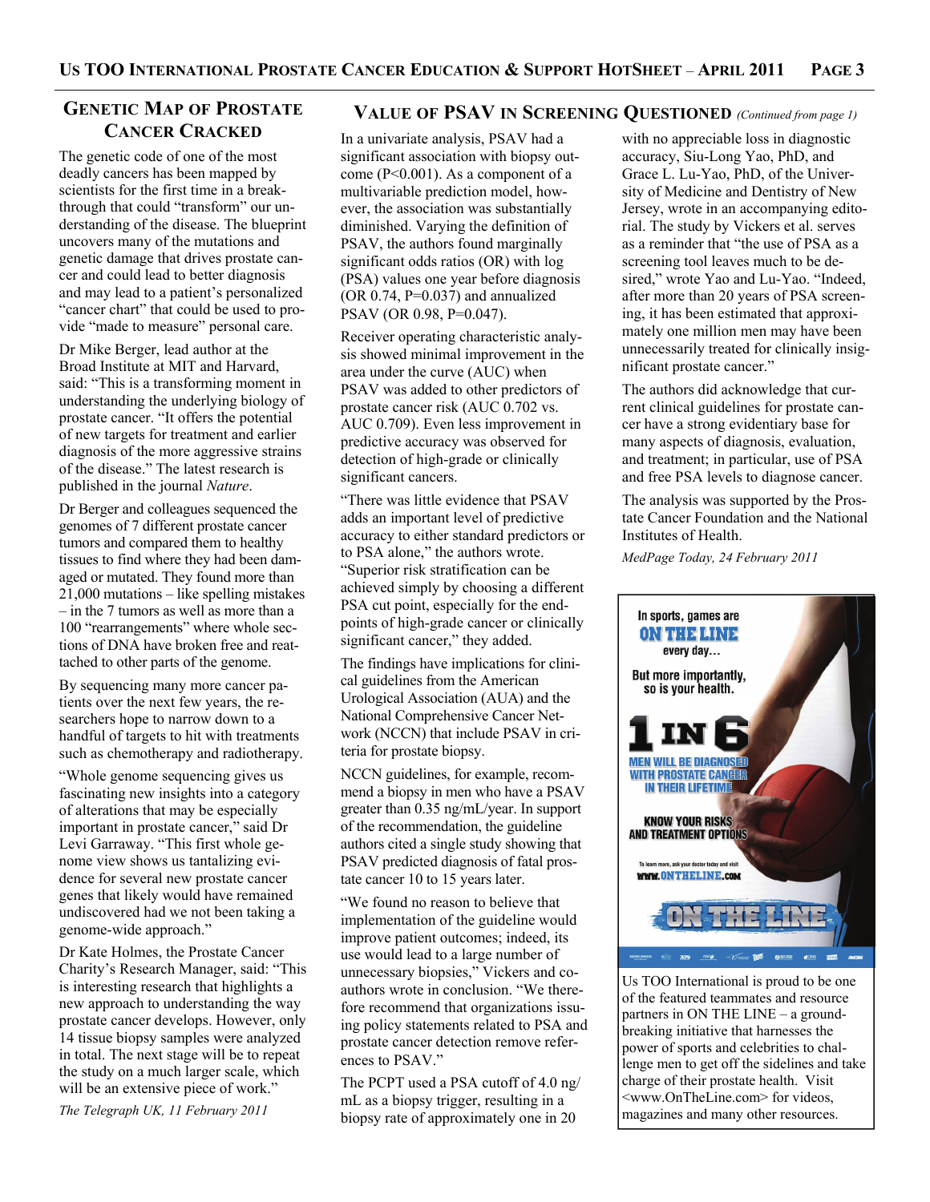## Genetic Map of Prostate Cancer Cracked

The genetic code of one of the most deadly cancers has been mapped by scientists for the first time in a breakthrough that could "transform" our understanding of the disease. The blueprint uncovers many of the mutations and genetic damage that drives prostate cancer and could lead to better diagnosis and may lead to a patient's personalized "cancer chart" that could be used to provide "made to measure" personal care.

Dr Mike Berger, lead author at the Broad Institute at MIT and Harvard, said: "This is a transforming moment in understanding the underlying biology of prostate cancer. "It offers the potential of new targets for treatment and earlier diagnosis of the more aggressive strains of the disease." The latest research is published in the journal *Nature*.

Dr Berger and colleagues sequenced the genomes of 7 different prostate cancer tumors and compared them to healthy tissues to find where they had been damaged or mutated. They found more than 21,000 mutations – like spelling mistakes – in the 7 tumors as well as more than a 100 "rearrangements" where whole sections of DNA have broken free and reattached to other parts of the genome.

By sequencing many more cancer patients over the next few years, the researchers hope to narrow down to a handful of targets to hit with treatments such as chemotherapy and radiotherapy.

"Whole genome sequencing gives us fascinating new insights into a category of alterations that may be especially important in prostate cancer," said Dr Levi Garraway. "This first whole genome view shows us tantalizing evidence for several new prostate cancer genes that likely would have remained undiscovered had we not been taking a genome-wide approach."

Dr Kate Holmes, the Prostate Cancer Charity's Research Manager, said: "This is interesting research that highlights a new approach to understanding the way prostate cancer develops. However, only 14 tissue biopsy samples were analyzed in total. The next stage will be to repeat the study on a much larger scale, which will be an extensive piece of work."

*The Telegraph UK, 11 February 2011*

## Value of PSAV in Screening Questioned *(Continued from page 1)*

In a univariate analysis, PSAV had a significant association with biopsy outcome ($P<0.001$). As a component of a multivariable prediction model, however, the association was substantially diminished. Varying the definition of PSAV, the authors found marginally significant odds ratios (OR) with log (PSA) values one year before diagnosis (OR 0.74, $P=0.037$) and annualized PSAV (OR 0.98, $P=0.047$).

Receiver operating characteristic analysis showed minimal improvement in the area under the curve (AUC) when PSAV was added to other predictors of prostate cancer risk (AUC 0.702 vs. AUC 0.709). Even less improvement in predictive accuracy was observed for detection of high-grade or clinically significant cancers.

"There was little evidence that PSAV adds an important level of predictive accuracy to either standard predictors or to PSA alone," the authors wrote. "Superior risk stratification can be achieved simply by choosing a different PSA cut point, especially for the endpoints of high-grade cancer or clinically significant cancer," they added.

The findings have implications for clinical guidelines from the American Urological Association (AUA) and the National Comprehensive Cancer Network (NCCN) that include PSAV in criteria for prostate biopsy.

NCCN guidelines, for example, recommend a biopsy in men who have a PSAV greater than 0.35 ng/mL/year. In support of the recommendation, the guideline authors cited a single study showing that PSAV predicted diagnosis of fatal prostate cancer 10 to 15 years later.

"We found no reason to believe that implementation of the guideline would improve patient outcomes; indeed, its use would lead to a large number of unnecessary biopsies," Vickers and coauthors wrote in conclusion. "We therefore recommend that organizations issuing policy statements related to PSA and prostate cancer detection remove references to PSAV."

The PCPT used a PSA cutoff of 4.0 ng/mL as a biopsy trigger, resulting in a biopsy rate of approximately one in 20 with no appreciable loss in diagnostic accuracy, Siu-Long Yao, PhD, and Grace L. Lu-Yao, PhD, of the University of Medicine and Dentistry of New Jersey, wrote in an accompanying editorial. The study by Vickers et al. serves as a reminder that "the use of PSA as a screening tool leaves much to be desired," wrote Yao and Lu-Yao. "Indeed, after more than 20 years of PSA screening, it has been estimated that approximately one million men may have been unnecessarily treated for clinically insignificant prostate cancer."

The authors did acknowledge that current clinical guidelines for prostate cancer have a strong evidentiary base for many aspects of diagnosis, evaluation, and treatment; in particular, use of PSA and free PSA levels to diagnose cancer.

The analysis was supported by the Prostate Cancer Foundation and the National Institutes of Health.

*MedPage Today, 24 February 2011*

In sports, games are ON THE LINE every day… But more importantly, so is your health.

1 IN 6 MEN WILL BE DIAGNOSED WITH PROSTATE CANCER IN THEIR LIFETIME

KNOW YOUR RISKS AND TREATMENT OPTIONS

To learn more, ask your doctor today and visit WWW.ONTHELINE.COM

ON THE LINE

Us TOO International is proud to be one of the featured teammates and resource partners in ON THE LINE – a groundbreaking initiative that harnesses the power of sports and celebrities to challenge men to get off the sidelines and take charge of their prostate health. Visit <www.OnTheLine.com> for videos, magazines and many other resources.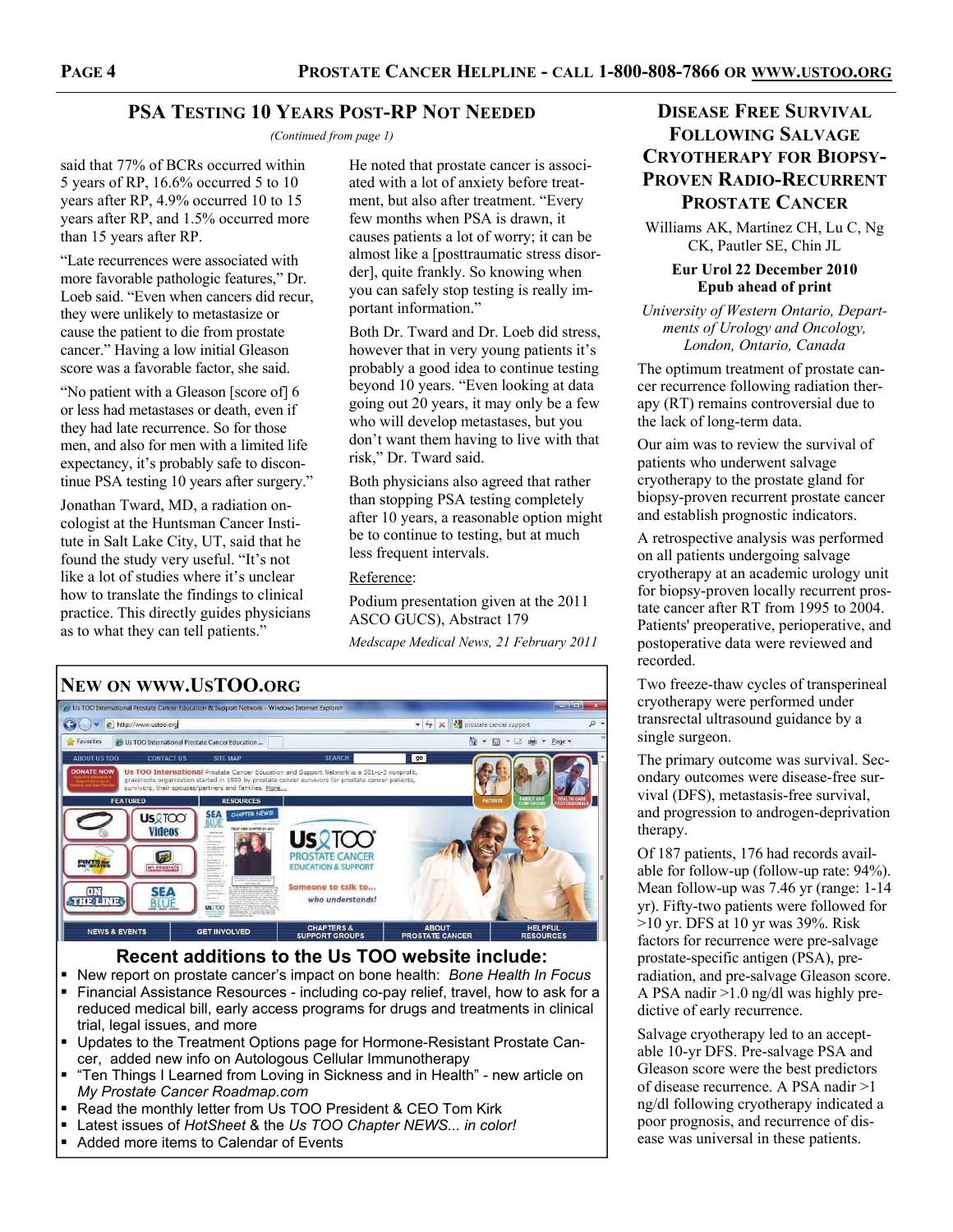## PSA Testing 10 Years Post-RP Not Needed

*(Continued from page 1)*

said that 77% of BCRs occurred within 5 years of RP, 16.6% occurred 5 to 10 years after RP, 4.9% occurred 10 to 15 years after RP, and 1.5% occurred more than 15 years after RP.

"Late recurrences were associated with more favorable pathologic features," Dr. Loeb said. "Even when cancers did recur, they were unlikely to metastasize or cause the patient to die from prostate cancer." Having a low initial Gleason score was a favorable factor, she said.

"No patient with a Gleason [score of] 6 or less had metastases or death, even if they had late recurrence. So for those men, and also for men with a limited life expectancy, it's probably safe to discontinue PSA testing 10 years after surgery."

Jonathan Tward, MD, a radiation oncologist at the Huntsman Cancer Institute in Salt Lake City, UT, said that he found the study very useful. "It's not like a lot of studies where it's unclear how to translate the findings to clinical practice. This directly guides physicians as to what they can tell patients."

He noted that prostate cancer is associated with a lot of anxiety before treatment, but also after treatment. "Every few months when PSA is drawn, it causes patients a lot of worry; it can be almost like a [posttraumatic stress disorder], quite frankly. So knowing when you can safely stop testing is really important information."

Both Dr. Tward and Dr. Loeb did stress, however that in very young patients it's probably a good idea to continue testing beyond 10 years. "Even looking at data going out 20 years, it may only be a few who will develop metastases, but you don't want them having to live with that risk," Dr. Tward said.

Both physicians also agreed that rather than stopping PSA testing completely after 10 years, a reasonable option might be to continue to testing, but at much less frequent intervals.

Reference:

Podium presentation given at the 2011 ASCO GUCS), Abstract 179

*Medscape Medical News, 21 February 2011*

## New on www.UsTOO.org

### Recent additions to the Us TOO website include:

- New report on prostate cancer's impact on bone health: *Bone Health In Focus*
- Financial Assistance Resources - including co-pay relief, travel, how to ask for a reduced medical bill, early access programs for drugs and treatments in clinical trial, legal issues, and more
- Updates to the Treatment Options page for Hormone-Resistant Prostate Cancer, added new info on Autologous Cellular Immunotherapy
- "Ten Things I Learned from Loving in Sickness and in Health" - new article on *My Prostate Cancer Roadmap.com*
- Read the monthly letter from Us TOO President & CEO Tom Kirk
- Latest issues of *HotSheet* & the *Us TOO Chapter NEWS... in color!*
- Added more items to Calendar of Events

## Disease Free Survival Following Salvage Cryotherapy for Biopsy-Proven Radio-Recurrent Prostate Cancer

Williams AK, Martínez CH, Lu C, Ng CK, Pautler SE, Chin JL

**Eur Urol 22 December 2010**
**Epub ahead of print**

*University of Western Ontario, Departments of Urology and Oncology, London, Ontario, Canada*

The optimum treatment of prostate cancer recurrence following radiation therapy (RT) remains controversial due to the lack of long-term data.

Our aim was to review the survival of patients who underwent salvage cryotherapy to the prostate gland for biopsy-proven recurrent prostate cancer and establish prognostic indicators.

A retrospective analysis was performed on all patients undergoing salvage cryotherapy at an academic urology unit for biopsy-proven locally recurrent prostate cancer after RT from 1995 to 2004. Patients' preoperative, perioperative, and postoperative data were reviewed and recorded.

Two freeze-thaw cycles of transperineal cryotherapy were performed under transrectal ultrasound guidance by a single surgeon.

The primary outcome was survival. Secondary outcomes were disease-free survival (DFS), metastasis-free survival, and progression to androgen-deprivation therapy.

Of 187 patients, 176 had records available for follow-up (follow-up rate: 94%). Mean follow-up was 7.46 yr (range: 1-14 yr). Fifty-two patients were followed for >10 yr. DFS at 10 yr was 39%. Risk factors for recurrence were pre-salvage prostate-specific antigen (PSA), pre-radiation, and pre-salvage Gleason score. A PSA nadir >1.0 ng/dl was highly predictive of early recurrence.

Salvage cryotherapy led to an acceptable 10-yr DFS. Pre-salvage PSA and Gleason score were the best predictors of disease recurrence. A PSA nadir >1 ng/dl following cryotherapy indicated a poor prognosis, and recurrence of disease was universal in these patients.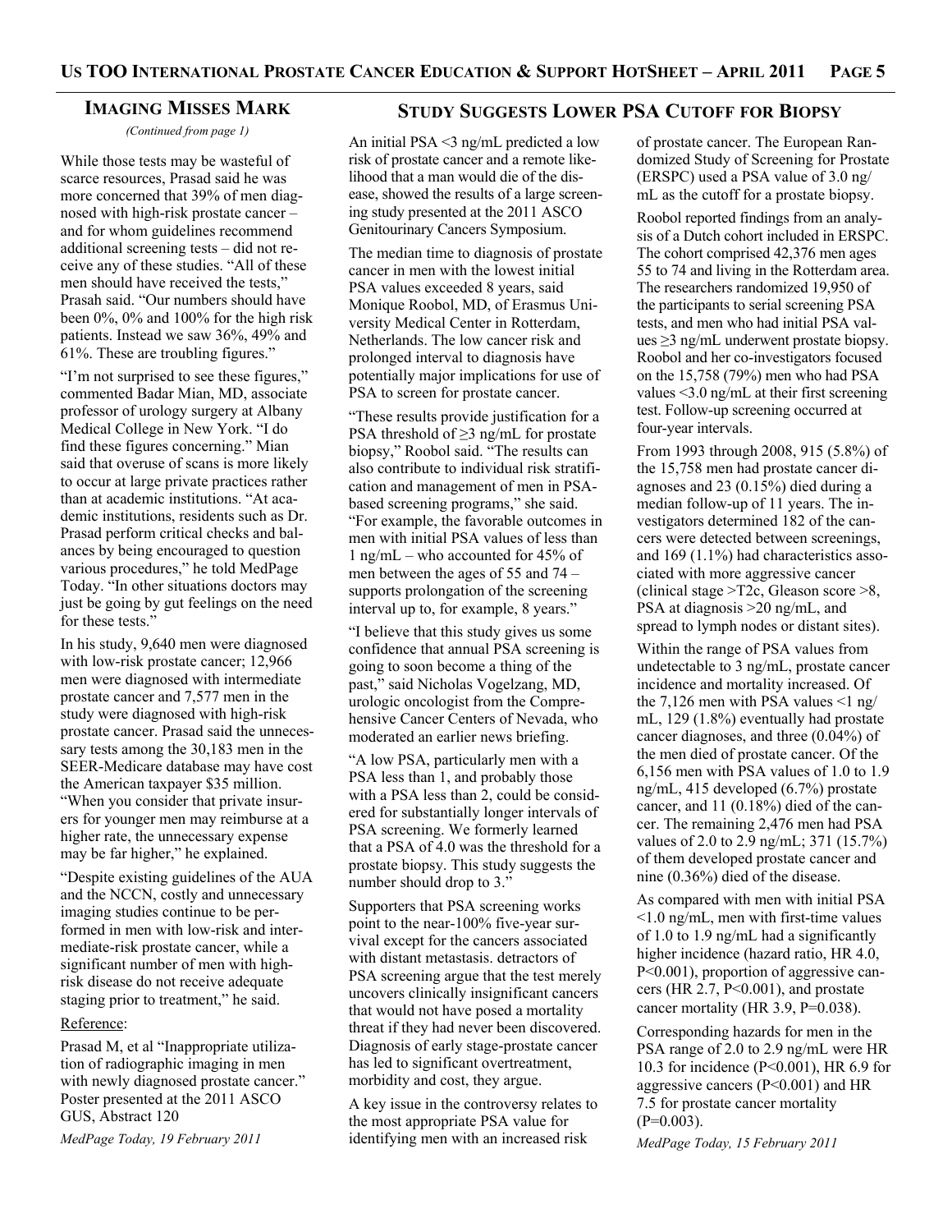## Imaging Misses Mark

*(Continued from page 1)*

While those tests may be wasteful of scarce resources, Prasad said he was more concerned that 39% of men diagnosed with high-risk prostate cancer – and for whom guidelines recommend additional screening tests – did not receive any of these studies. "All of these men should have received the tests," Prasah said. "Our numbers should have been 0%, 0% and 100% for the high risk patients. Instead we saw 36%, 49% and 61%. These are troubling figures."

"I'm not surprised to see these figures," commented Badar Mian, MD, associate professor of urology surgery at Albany Medical College in New York. "I do find these figures concerning." Mian said that overuse of scans is more likely to occur at large private practices rather than at academic institutions. "At academic institutions, residents such as Dr. Prasad perform critical checks and balances by being encouraged to question various procedures," he told MedPage Today. "In other situations doctors may just be going by gut feelings on the need for these tests."

In his study, 9,640 men were diagnosed with low-risk prostate cancer; 12,966 men were diagnosed with intermediate prostate cancer and 7,577 men in the study were diagnosed with high-risk prostate cancer. Prasad said the unnecessary tests among the 30,183 men in the SEER-Medicare database may have cost the American taxpayer \$35 million. "When you consider that private insurers for younger men may reimburse at a higher rate, the unnecessary expense may be far higher," he explained.

"Despite existing guidelines of the AUA and the NCCN, costly and unnecessary imaging studies continue to be performed in men with low-risk and intermediate-risk prostate cancer, while a significant number of men with high-risk disease do not receive adequate staging prior to treatment," he said.

Reference:

Prasad M, et al "Inappropriate utilization of radiographic imaging in men with newly diagnosed prostate cancer." Poster presented at the 2011 ASCO GUS, Abstract 120

*MedPage Today, 19 February 2011*

## Study Suggests Lower PSA Cutoff for Biopsy

An initial PSA <3 ng/mL predicted a low risk of prostate cancer and a remote likelihood that a man would die of the disease, showed the results of a large screening study presented at the 2011 ASCO Genitourinary Cancers Symposium.

The median time to diagnosis of prostate cancer in men with the lowest initial PSA values exceeded 8 years, said Monique Roobol, MD, of Erasmus University Medical Center in Rotterdam, Netherlands. The low cancer risk and prolonged interval to diagnosis have potentially major implications for use of PSA to screen for prostate cancer.

"These results provide justification for a PSA threshold of ≥3 ng/mL for prostate biopsy," Roobol said. "The results can also contribute to individual risk stratification and management of men in PSA-based screening programs," she said. "For example, the favorable outcomes in men with initial PSA values of less than 1 ng/mL – who accounted for 45% of men between the ages of 55 and 74 – supports prolongation of the screening interval up to, for example, 8 years."

"I believe that this study gives us some confidence that annual PSA screening is going to soon become a thing of the past," said Nicholas Vogelzang, MD, urologic oncologist from the Comprehensive Cancer Centers of Nevada, who moderated an earlier news briefing.

"A low PSA, particularly men with a PSA less than 1, and probably those with a PSA less than 2, could be considered for substantially longer intervals of PSA screening. We formerly learned that a PSA of 4.0 was the threshold for a prostate biopsy. This study suggests the number should drop to 3."

Supporters that PSA screening works point to the near-100% five-year survival except for the cancers associated with distant metastasis. detractors of PSA screening argue that the test merely uncovers clinically insignificant cancers that would not have posed a mortality threat if they had never been discovered. Diagnosis of early stage-prostate cancer has led to significant overtreatment, morbidity and cost, they argue.

A key issue in the controversy relates to the most appropriate PSA value for identifying men with an increased risk of prostate cancer. The European Randomized Study of Screening for Prostate (ERSPC) used a PSA value of 3.0 ng/mL as the cutoff for a prostate biopsy.

Roobol reported findings from an analysis of a Dutch cohort included in ERSPC. The cohort comprised 42,376 men ages 55 to 74 and living in the Rotterdam area. The researchers randomized 19,950 of the participants to serial screening PSA tests, and men who had initial PSA values ≥3 ng/mL underwent prostate biopsy. Roobol and her co-investigators focused on the 15,758 (79%) men who had PSA values <3.0 ng/mL at their first screening test. Follow-up screening occurred at four-year intervals.

From 1993 through 2008, 915 (5.8%) of the 15,758 men had prostate cancer diagnoses and 23 (0.15%) died during a median follow-up of 11 years. The investigators determined 182 of the cancers were detected between screenings, and 169 (1.1%) had characteristics associated with more aggressive cancer (clinical stage >T2c, Gleason score >8, PSA at diagnosis >20 ng/mL, and spread to lymph nodes or distant sites).

Within the range of PSA values from undetectable to 3 ng/mL, prostate cancer incidence and mortality increased. Of the 7,126 men with PSA values <1 ng/mL, 129 (1.8%) eventually had prostate cancer diagnoses, and three (0.04%) of the men died of prostate cancer. Of the 6,156 men with PSA values of 1.0 to 1.9 ng/mL, 415 developed (6.7%) prostate cancer, and 11 (0.18%) died of the cancer. The remaining 2,476 men had PSA values of 2.0 to 2.9 ng/mL; 371 (15.7%) of them developed prostate cancer and nine (0.36%) died of the disease.

As compared with men with initial PSA <1.0 ng/mL, men with first-time values of 1.0 to 1.9 ng/mL had a significantly higher incidence (hazard ratio, HR 4.0, $P<0.001$), proportion of aggressive cancers (HR 2.7, $P<0.001$), and prostate cancer mortality (HR 3.9, $P=0.038$).

Corresponding hazards for men in the PSA range of 2.0 to 2.9 ng/mL were HR 10.3 for incidence ($P<0.001$), HR 6.9 for aggressive cancers ($P<0.001$) and HR 7.5 for prostate cancer mortality ($P=0.003$).

*MedPage Today, 15 February 2011*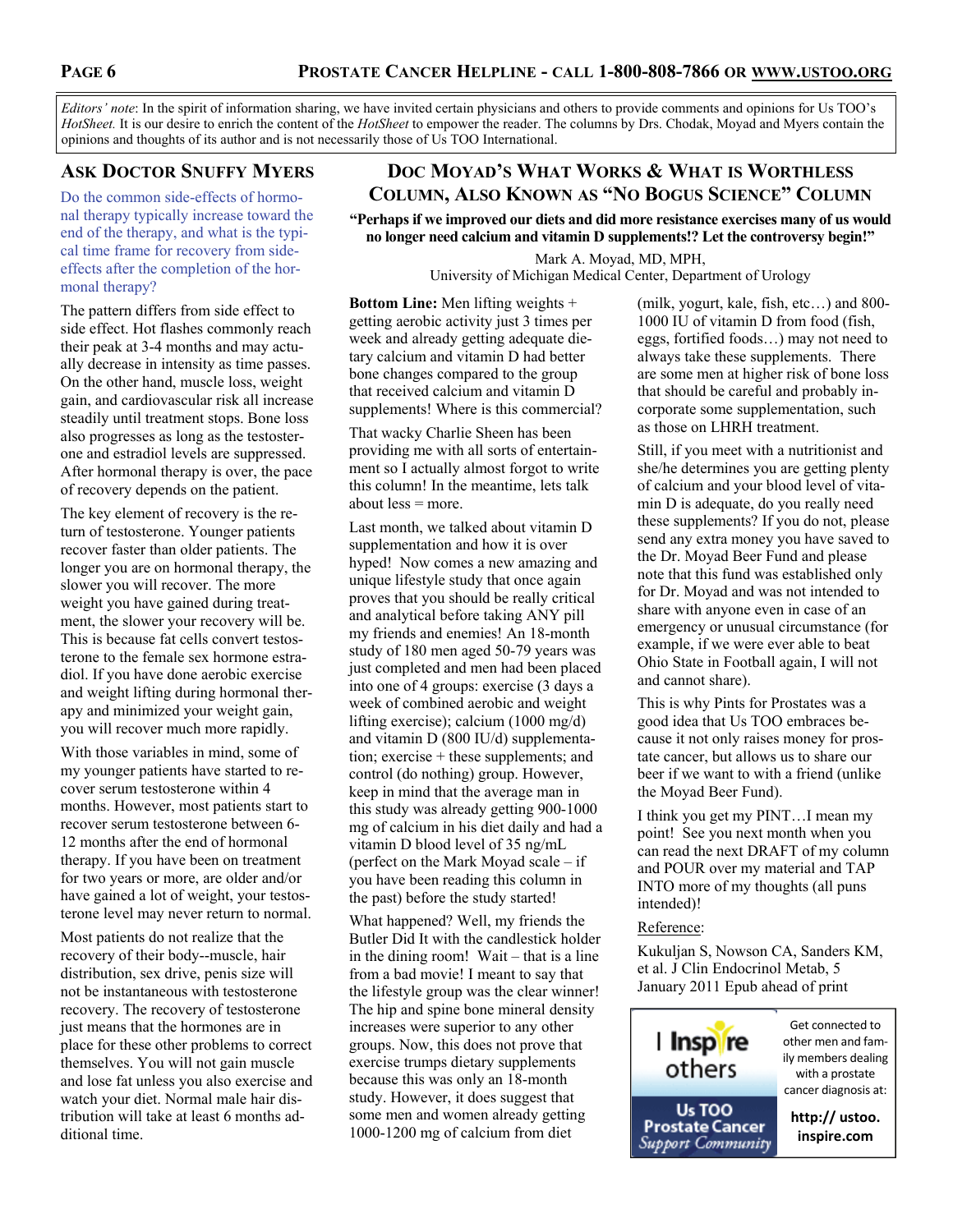*Editors' note*: In the spirit of information sharing, we have invited certain physicians and others to provide comments and opinions for Us TOO's *HotSheet.* It is our desire to enrich the content of the *HotSheet* to empower the reader. The columns by Drs. Chodak, Moyad and Myers contain the opinions and thoughts of its author and is not necessarily those of Us TOO International.

## Ask Doctor Snuffy Myers

Do the common side-effects of hormonal therapy typically increase toward the end of the therapy, and what is the typical time frame for recovery from side-effects after the completion of the hormonal therapy?

The pattern differs from side effect to side effect. Hot flashes commonly reach their peak at 3-4 months and may actually decrease in intensity as time passes. On the other hand, muscle loss, weight gain, and cardiovascular risk all increase steadily until treatment stops. Bone loss also progresses as long as the testosterone and estradiol levels are suppressed. After hormonal therapy is over, the pace of recovery depends on the patient.

The key element of recovery is the return of testosterone. Younger patients recover faster than older patients. The longer you are on hormonal therapy, the slower you will recover. The more weight you have gained during treatment, the slower your recovery will be. This is because fat cells convert testosterone to the female sex hormone estradiol. If you have done aerobic exercise and weight lifting during hormonal therapy and minimized your weight gain, you will recover much more rapidly.

With those variables in mind, some of my younger patients have started to recover serum testosterone within 4 months. However, most patients start to recover serum testosterone between 6-12 months after the end of hormonal therapy. If you have been on treatment for two years or more, are older and/or have gained a lot of weight, your testosterone level may never return to normal.

Most patients do not realize that the recovery of their body--muscle, hair distribution, sex drive, penis size will not be instantaneous with testosterone recovery. The recovery of testosterone just means that the hormones are in place for these other problems to correct themselves. You will not gain muscle and lose fat unless you also exercise and watch your diet. Normal male hair distribution will take at least 6 months additional time.

## Doc Moyad's What Works & What is Worthless Column, Also Known as "No Bogus Science" Column

**"Perhaps if we improved our diets and did more resistance exercises many of us would no longer need calcium and vitamin D supplements!? Let the controversy begin!"**

Mark A. Moyad, MD, MPH,
University of Michigan Medical Center, Department of Urology

**Bottom Line:** Men lifting weights + getting aerobic activity just 3 times per week and already getting adequate dietary calcium and vitamin D had better bone changes compared to the group that received calcium and vitamin D supplements! Where is this commercial?

That wacky Charlie Sheen has been providing me with all sorts of entertainment so I actually almost forgot to write this column! In the meantime, lets talk about less = more.

Last month, we talked about vitamin D supplementation and how it is over hyped! Now comes a new amazing and unique lifestyle study that once again proves that you should be really critical and analytical before taking ANY pill my friends and enemies! An 18-month study of 180 men aged 50-79 years was just completed and men had been placed into one of 4 groups: exercise (3 days a week of combined aerobic and weight lifting exercise); calcium (1000 mg/d) and vitamin D (800 IU/d) supplementation; exercise + these supplements; and control (do nothing) group. However, keep in mind that the average man in this study was already getting 900-1000 mg of calcium in his diet daily and had a vitamin D blood level of 35 ng/mL (perfect on the Mark Moyad scale – if you have been reading this column in the past) before the study started!

What happened? Well, my friends the Butler Did It with the candlestick holder in the dining room! Wait – that is a line from a bad movie! I meant to say that the lifestyle group was the clear winner! The hip and spine bone mineral density increases were superior to any other groups. Now, this does not prove that exercise trumps dietary supplements because this was only an 18-month study. However, it does suggest that some men and women already getting 1000-1200 mg of calcium from diet (milk, yogurt, kale, fish, etc…) and 800-1000 IU of vitamin D from food (fish, eggs, fortified foods…) may not need to always take these supplements. There are some men at higher risk of bone loss that should be careful and probably incorporate some supplementation, such as those on LHRH treatment.

Still, if you meet with a nutritionist and she/he determines you are getting plenty of calcium and your blood level of vitamin D is adequate, do you really need these supplements? If you do not, please send any extra money you have saved to the Dr. Moyad Beer Fund and please note that this fund was established only for Dr. Moyad and was not intended to share with anyone even in case of an emergency or unusual circumstance (for example, if we were ever able to beat Ohio State in Football again, I will not and cannot share).

This is why Pints for Prostates was a good idea that Us TOO embraces because it not only raises money for prostate cancer, but allows us to share our beer if we want to with a friend (unlike the Moyad Beer Fund).

I think you get my PINT…I mean my point! See you next month when you can read the next DRAFT of my column and POUR over my material and TAP INTO more of my thoughts (all puns intended)!

Reference:

Kukuljan S, Nowson CA, Sanders KM, et al. J Clin Endocrinol Metab, 5 January 2011 Epub ahead of print

I Inspire others — Us TOO Prostate Cancer Support Community

Get connected to other men and family members dealing with a prostate cancer diagnosis at:

**http:// ustoo.inspire.com**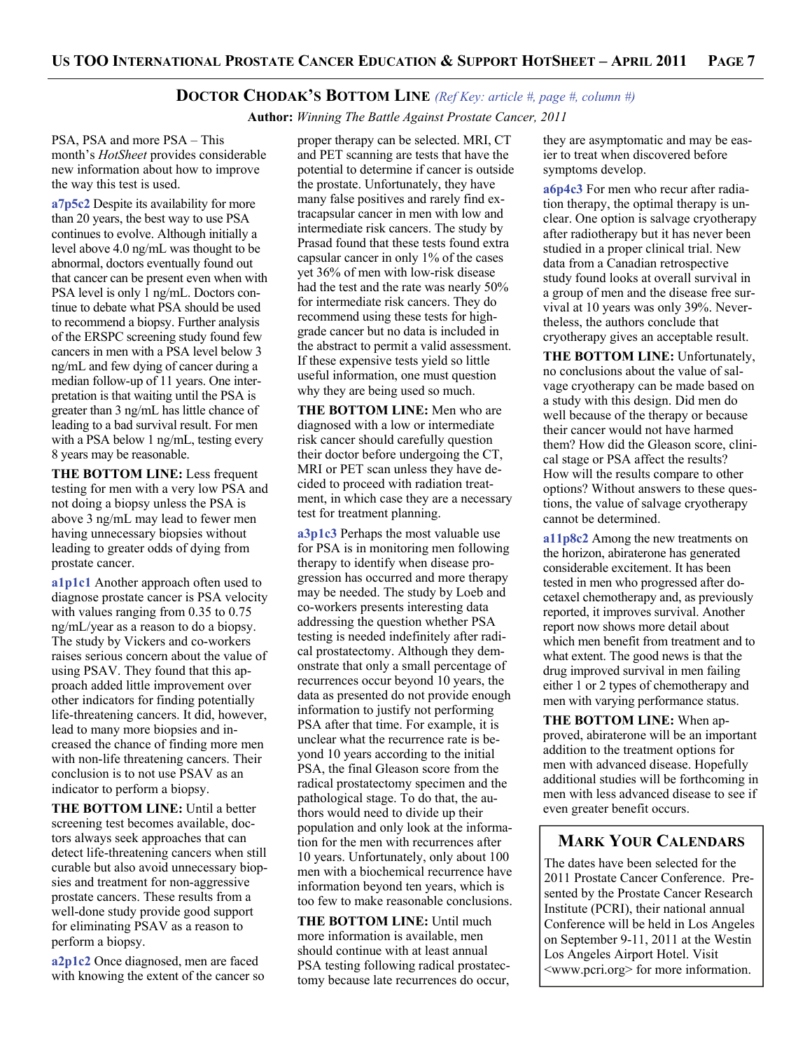## Doctor Chodak's Bottom Line *(Ref Key: article #, page #, column #)*

**Author:** *Winning The Battle Against Prostate Cancer, 2011*

PSA, PSA and more PSA – This month's *HotSheet* provides considerable new information about how to improve the way this test is used.

**a7p5c2** Despite its availability for more than 20 years, the best way to use PSA continues to evolve. Although initially a level above 4.0 ng/mL was thought to be abnormal, doctors eventually found out that cancer can be present even when with PSA level is only 1 ng/mL. Doctors continue to debate what PSA should be used to recommend a biopsy. Further analysis of the ERSPC screening study found few cancers in men with a PSA level below 3 ng/mL and few dying of cancer during a median follow-up of 11 years. One interpretation is that waiting until the PSA is greater than 3 ng/mL has little chance of leading to a bad survival result. For men with a PSA below 1 ng/mL, testing every 8 years may be reasonable.

**THE BOTTOM LINE:** Less frequent testing for men with a very low PSA and not doing a biopsy unless the PSA is above 3 ng/mL may lead to fewer men having unnecessary biopsies without leading to greater odds of dying from prostate cancer.

**a1p1c1** Another approach often used to diagnose prostate cancer is PSA velocity with values ranging from 0.35 to 0.75 ng/mL/year as a reason to do a biopsy. The study by Vickers and co-workers raises serious concern about the value of using PSAV. They found that this approach added little improvement over other indicators for finding potentially life-threatening cancers. It did, however, lead to many more biopsies and increased the chance of finding more men with non-life threatening cancers. Their conclusion is to not use PSAV as an indicator to perform a biopsy.

**THE BOTTOM LINE:** Until a better screening test becomes available, doctors always seek approaches that can detect life-threatening cancers when still curable but also avoid unnecessary biopsies and treatment for non-aggressive prostate cancers. These results from a well-done study provide good support for eliminating PSAV as a reason to perform a biopsy.

**a2p1c2** Once diagnosed, men are faced with knowing the extent of the cancer so proper therapy can be selected. MRI, CT and PET scanning are tests that have the potential to determine if cancer is outside the prostate. Unfortunately, they have many false positives and rarely find extracapsular cancer in men with low and intermediate risk cancers. The study by Prasad found that these tests found extra capsular cancer in only 1% of the cases yet 36% of men with low-risk disease had the test and the rate was nearly 50% for intermediate risk cancers. They do recommend using these tests for high-grade cancer but no data is included in the abstract to permit a valid assessment. If these expensive tests yield so little useful information, one must question why they are being used so much.

**THE BOTTOM LINE:** Men who are diagnosed with a low or intermediate risk cancer should carefully question their doctor before undergoing the CT, MRI or PET scan unless they have decided to proceed with radiation treatment, in which case they are a necessary test for treatment planning.

**a3p1c3** Perhaps the most valuable use for PSA is in monitoring men following therapy to identify when disease progression has occurred and more therapy may be needed. The study by Loeb and co-workers presents interesting data addressing the question whether PSA testing is needed indefinitely after radical prostatectomy. Although they demonstrate that only a small percentage of recurrences occur beyond 10 years, the data as presented do not provide enough information to justify not performing PSA after that time. For example, it is unclear what the recurrence rate is beyond 10 years according to the initial PSA, the final Gleason score from the radical prostatectomy specimen and the pathological stage. To do that, the authors would need to divide up their population and only look at the information for the men with recurrences after 10 years. Unfortunately, only about 100 men with a biochemical recurrence have information beyond ten years, which is too few to make reasonable conclusions.

**THE BOTTOM LINE:** Until much more information is available, men should continue with at least annual PSA testing following radical prostatectomy because late recurrences do occur, they are asymptomatic and may be easier to treat when discovered before symptoms develop.

**a6p4c3** For men who recur after radiation therapy, the optimal therapy is unclear. One option is salvage cryotherapy after radiotherapy but it has never been studied in a proper clinical trial. New data from a Canadian retrospective study found looks at overall survival in a group of men and the disease free survival at 10 years was only 39%. Nevertheless, the authors conclude that cryotherapy gives an acceptable result.

**THE BOTTOM LINE:** Unfortunately, no conclusions about the value of salvage cryotherapy can be made based on a study with this design. Did men do well because of the therapy or because their cancer would not have harmed them? How did the Gleason score, clinical stage or PSA affect the results? How will the results compare to other options? Without answers to these questions, the value of salvage cryotherapy cannot be determined.

**a11p8c2** Among the new treatments on the horizon, abiraterone has generated considerable excitement. It has been tested in men who progressed after docetaxel chemotherapy and, as previously reported, it improves survival. Another report now shows more detail about which men benefit from treatment and to what extent. The good news is that the drug improved survival in men failing either 1 or 2 types of chemotherapy and men with varying performance status.

**THE BOTTOM LINE:** When approved, abiraterone will be an important addition to the treatment options for men with advanced disease. Hopefully additional studies will be forthcoming in men with less advanced disease to see if even greater benefit occurs.

## Mark Your Calendars

The dates have been selected for the 2011 Prostate Cancer Conference. Presented by the Prostate Cancer Research Institute (PCRI), their national annual Conference will be held in Los Angeles on September 9-11, 2011 at the Westin Los Angeles Airport Hotel. Visit <www.pcri.org> for more information.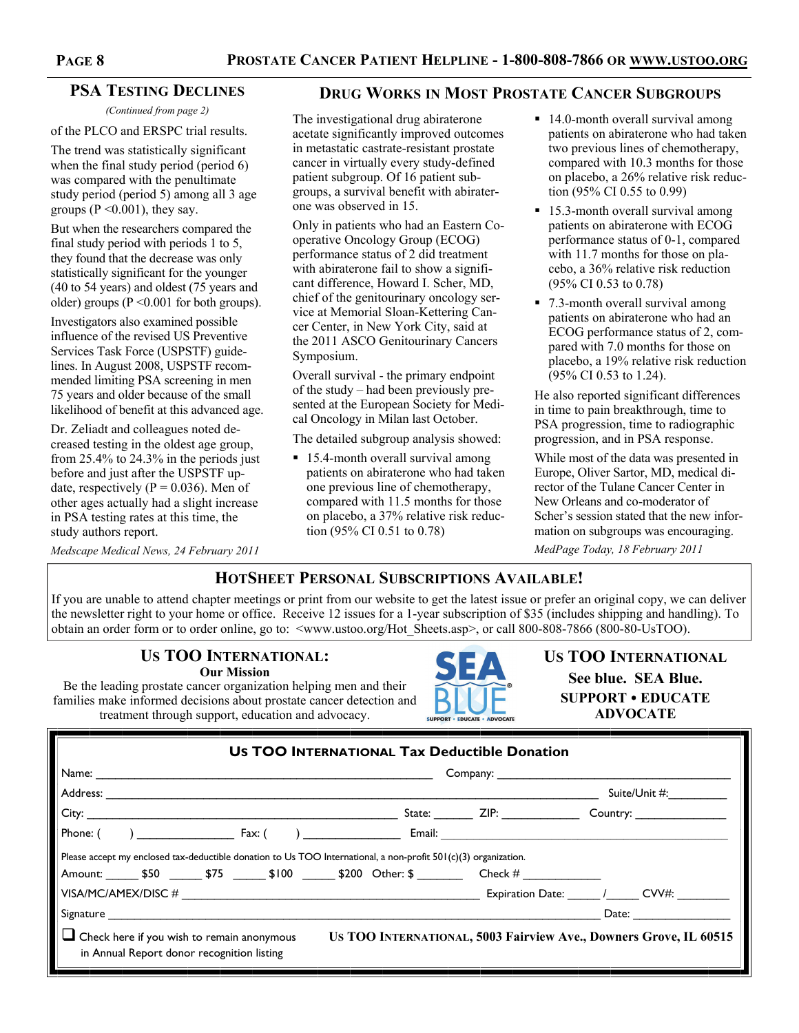## PSA Testing Declines

*(Continued from page 2)*

of the PLCO and ERSPC trial results.

The trend was statistically significant when the final study period (period 6) was compared with the penultimate study period (period 5) among all 3 age groups ($P < 0.001$), they say.

But when the researchers compared the final study period with periods 1 to 5, they found that the decrease was only statistically significant for the younger (40 to 54 years) and oldest (75 years and older) groups ($P < 0.001$ for both groups).

Investigators also examined possible influence of the revised US Preventive Services Task Force (USPSTF) guidelines. In August 2008, USPSTF recommended limiting PSA screening in men 75 years and older because of the small likelihood of benefit at this advanced age.

Dr. Zeliadt and colleagues noted decreased testing in the oldest age group, from 25.4% to 24.3% in the periods just before and just after the USPSTF update, respectively ($P = 0.036$). Men of other ages actually had a slight increase in PSA testing rates at this time, the study authors report.

*Medscape Medical News, 24 February 2011*

## Drug Works in Most Prostate Cancer Subgroups

The investigational drug abiraterone acetate significantly improved outcomes in metastatic castrate-resistant prostate cancer in virtually every study-defined patient subgroup. Of 16 patient subgroups, a survival benefit with abiraterone was observed in 15.

Only in patients who had an Eastern Cooperative Oncology Group (ECOG) performance status of 2 did treatment with abiraterone fail to show a significant difference, Howard I. Scher, MD, chief of the genitourinary oncology service at Memorial Sloan-Kettering Cancer Center, in New York City, said at the 2011 ASCO Genitourinary Cancers Symposium.

Overall survival - the primary endpoint of the study – had been previously presented at the European Society for Medical Oncology in Milan last October.

The detailed subgroup analysis showed:

- 15.4-month overall survival among patients on abiraterone who had taken one previous line of chemotherapy, compared with 11.5 months for those on placebo, a 37% relative risk reduction (95% CI 0.51 to 0.78)
- 14.0-month overall survival among patients on abiraterone who had taken two previous lines of chemotherapy, compared with 10.3 months for those on placebo, a 26% relative risk reduction (95% CI 0.55 to 0.99)
- 15.3-month overall survival among patients on abiraterone with ECOG performance status of 0-1, compared with 11.7 months for those on placebo, a 36% relative risk reduction (95% CI 0.53 to 0.78)
- 7.3-month overall survival among patients on abiraterone who had an ECOG performance status of 2, compared with 7.0 months for those on placebo, a 19% relative risk reduction (95% CI 0.53 to 1.24).

He also reported significant differences in time to pain breakthrough, time to PSA progression, time to radiographic progression, and in PSA response.

While most of the data was presented in Europe, Oliver Sartor, MD, medical director of the Tulane Cancer Center in New Orleans and co-moderator of Scher's session stated that the new information on subgroups was encouraging.

*MedPage Today, 18 February 2011*

## HotSheet Personal Subscriptions Available!

If you are unable to attend chapter meetings or print from our website to get the latest issue or prefer an original copy, we can deliver the newsletter right to your home or office. Receive 12 issues for a 1-year subscription of $35 (includes shipping and handling). To obtain an order form or to order online, go to: <www.ustoo.org/Hot_Sheets.asp>, or call 800-808-7866 (800-80-UsTOO).

## Us TOO International:

**Our Mission**

Be the leading prostate cancer organization helping men and their families make informed decisions about prostate cancer detection and treatment through support, education and advocacy.

SEA BLUE® SUPPORT • EDUCATE • ADVOCATE

**Us TOO International**
**See blue. SEA Blue.**
**SUPPORT • EDUCATE ADVOCATE**

### Us TOO International Tax Deductible Donation

Name: ______________________ Company: ______________________

Address: ______________________ Suite/Unit #: ________

City: ______________________ State: ______ ZIP: __________ Country: ____________

Phone: ( ) ____________ Fax: ( ) ____________ Email: ______________________

Please accept my enclosed tax-deductible donation to Us TOO International, a non-profit 501(c)(3) organization.

Amount: _____ $50 _____ $75 _____ $100 _____ $200 Other: $ _______ Check # ___________

VISA/MC/AMEX/DISC # ______________________ Expiration Date: _____ /_____ CVV#: ________

Signature ______________________ Date: ______________

☐ Check here if you wish to remain anonymous in Annual Report donor recognition listing

**Us TOO International, 5003 Fairview Ave., Downers Grove, IL 60515**